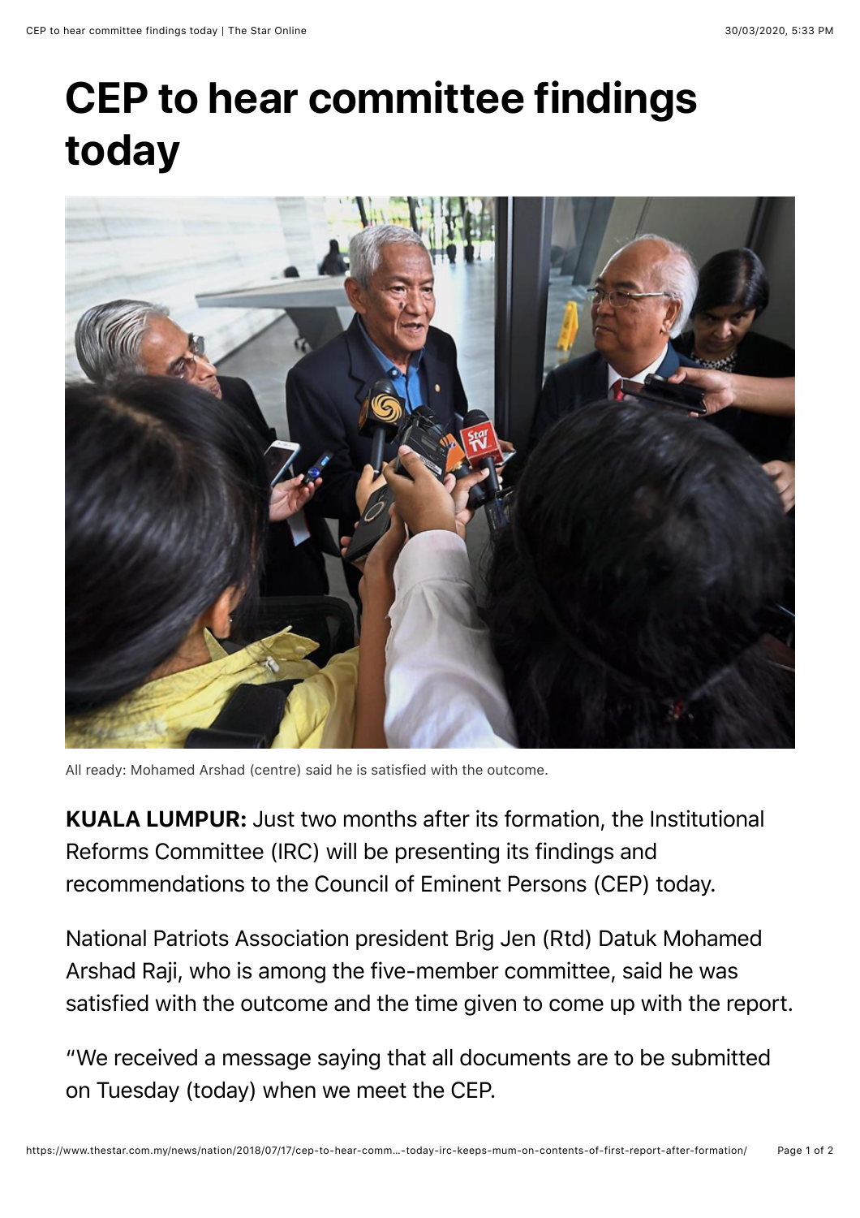# CEP to hear committee findings today

All ready: Mohamed Arshad (centre) said he is satisfied with the outcome.

**KUALA LUMPUR:** Just two months after its formation, the Institutional Reforms Committee (IRC) will be presenting its findings and recommendations to the Council of Eminent Persons (CEP) today.

National Patriots Association president Brig Jen (Rtd) Datuk Mohamed Arshad Raji, who is among the five-member committee, said he was satisfied with the outcome and the time given to come up with the report.

"We received a message saying that all documents are to be submitted on Tuesday (today) when we meet the CEP.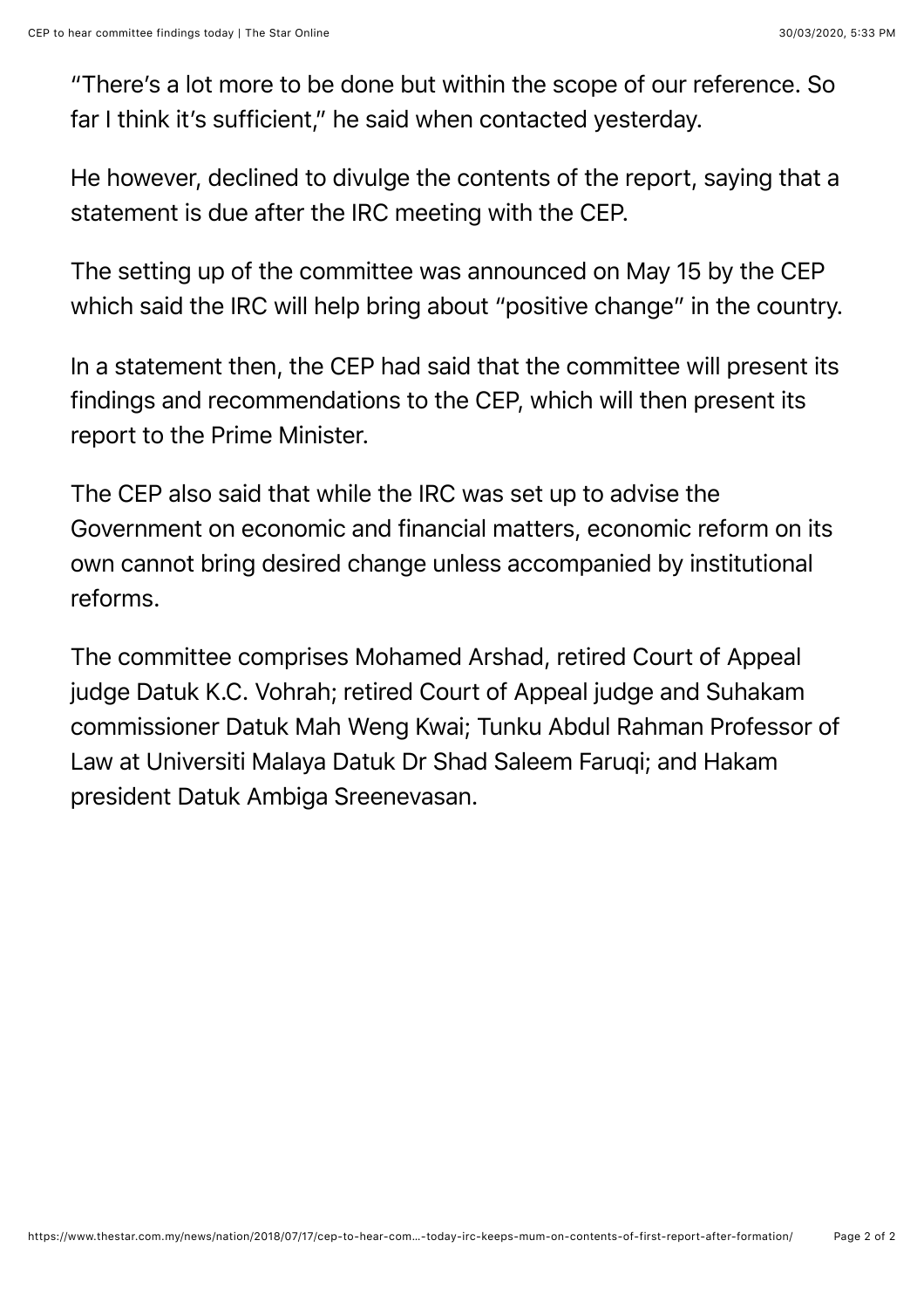"There's a lot more to be done but within the scope of our reference. So far I think it's sufficient," he said when contacted yesterday.

He however, declined to divulge the contents of the report, saying that a statement is due after the IRC meeting with the CEP.

The setting up of the committee was announced on May 15 by the CEP which said the IRC will help bring about "positive change" in the country.

In a statement then, the CEP had said that the committee will present its findings and recommendations to the CEP, which will then present its report to the Prime Minister.

The CEP also said that while the IRC was set up to advise the Government on economic and financial matters, economic reform on its own cannot bring desired change unless accompanied by institutional reforms.

The committee comprises Mohamed Arshad, retired Court of Appeal judge Datuk K.C. Vohrah; retired Court of Appeal judge and Suhakam commissioner Datuk Mah Weng Kwai; Tunku Abdul Rahman Professor of Law at Universiti Malaya Datuk Dr Shad Saleem Faruqi; and Hakam president Datuk Ambiga Sreenevasan.